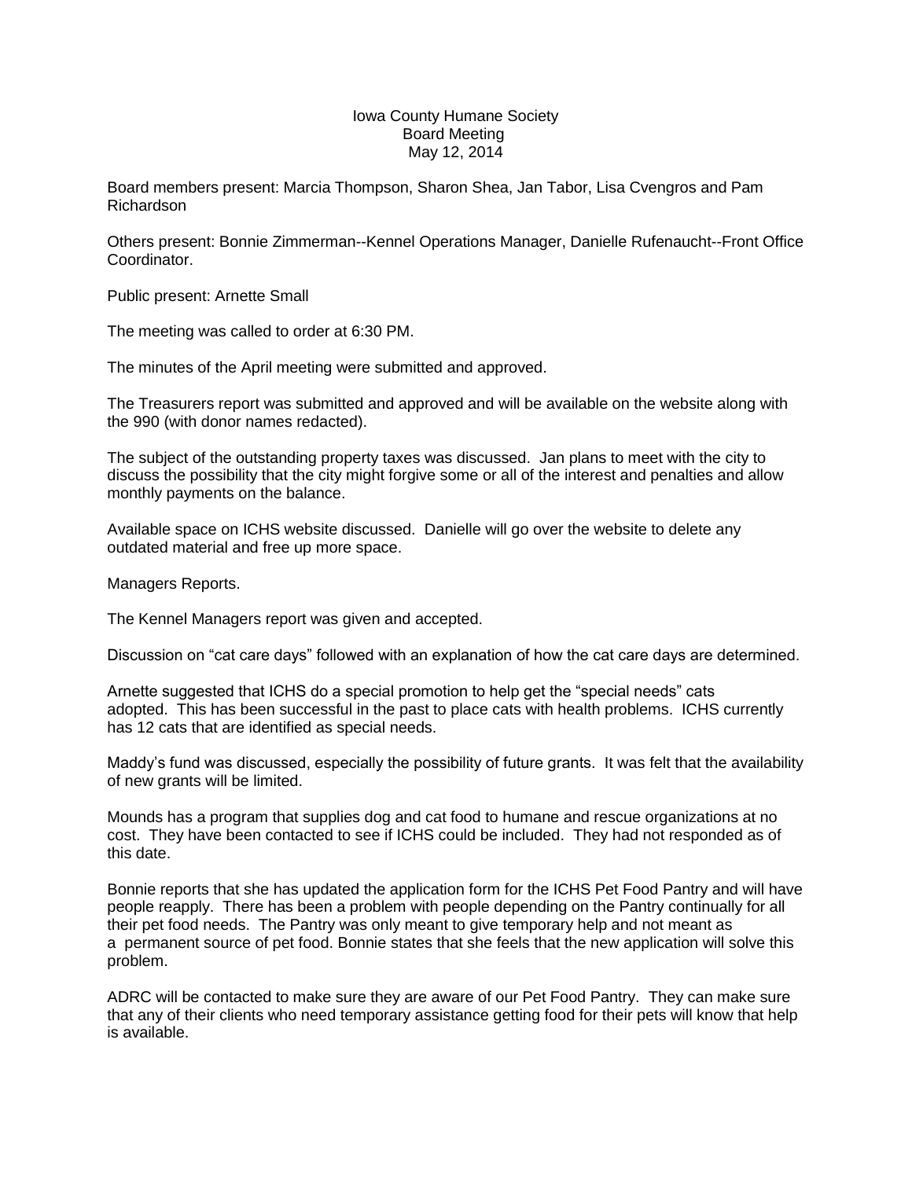Iowa County Humane Society
Board Meeting
May 12, 2014

Board members present: Marcia Thompson, Sharon Shea, Jan Tabor, Lisa Cvengros and Pam Richardson

Others present: Bonnie Zimmerman--Kennel Operations Manager, Danielle Rufenaucht--Front Office Coordinator.

Public present: Arnette Small

The meeting was called to order at 6:30 PM.

The minutes of the April meeting were submitted and approved.

The Treasurers report was submitted and approved and will be available on the website along with the 990 (with donor names redacted).

The subject of the outstanding property taxes was discussed. Jan plans to meet with the city to discuss the possibility that the city might forgive some or all of the interest and penalties and allow monthly payments on the balance.

Available space on ICHS website discussed. Danielle will go over the website to delete any outdated material and free up more space.

Managers Reports.

The Kennel Managers report was given and accepted.

Discussion on "cat care days" followed with an explanation of how the cat care days are determined.

Arnette suggested that ICHS do a special promotion to help get the "special needs" cats adopted. This has been successful in the past to place cats with health problems. ICHS currently has 12 cats that are identified as special needs.

Maddy's fund was discussed, especially the possibility of future grants. It was felt that the availability of new grants will be limited.

Mounds has a program that supplies dog and cat food to humane and rescue organizations at no cost. They have been contacted to see if ICHS could be included. They had not responded as of this date.

Bonnie reports that she has updated the application form for the ICHS Pet Food Pantry and will have people reapply. There has been a problem with people depending on the Pantry continually for all their pet food needs. The Pantry was only meant to give temporary help and not meant as a permanent source of pet food. Bonnie states that she feels that the new application will solve this problem.

ADRC will be contacted to make sure they are aware of our Pet Food Pantry. They can make sure that any of their clients who need temporary assistance getting food for their pets will know that help is available.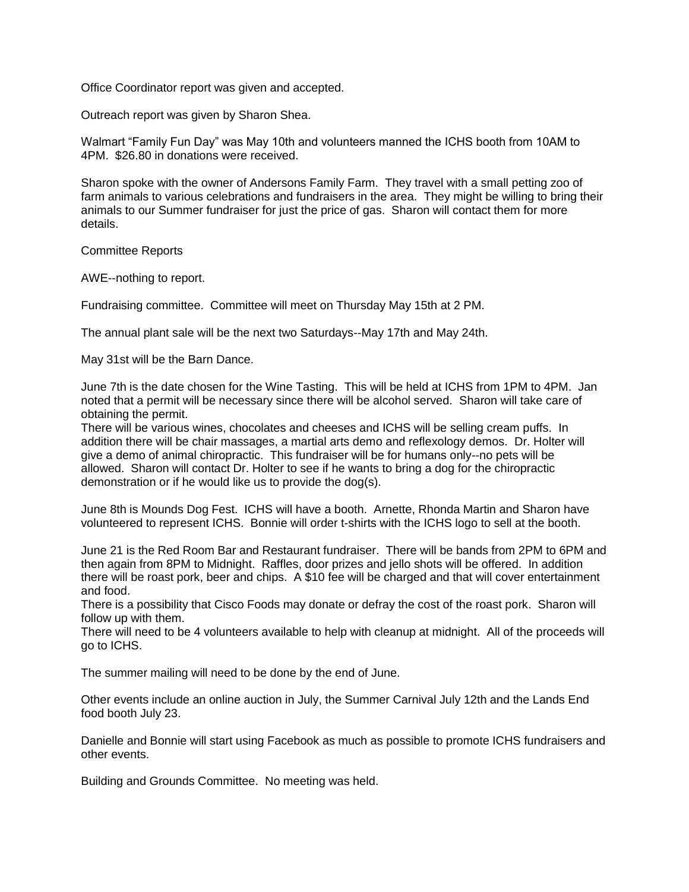Office Coordinator report was given and accepted.

Outreach report was given by Sharon Shea.

Walmart "Family Fun Day" was May 10th and volunteers manned the ICHS booth from 10AM to 4PM. $26.80 in donations were received.

Sharon spoke with the owner of Andersons Family Farm. They travel with a small petting zoo of farm animals to various celebrations and fundraisers in the area. They might be willing to bring their animals to our Summer fundraiser for just the price of gas. Sharon will contact them for more details.

Committee Reports

AWE--nothing to report.

Fundraising committee. Committee will meet on Thursday May 15th at 2 PM.

The annual plant sale will be the next two Saturdays--May 17th and May 24th.

May 31st will be the Barn Dance.

June 7th is the date chosen for the Wine Tasting. This will be held at ICHS from 1PM to 4PM. Jan noted that a permit will be necessary since there will be alcohol served. Sharon will take care of obtaining the permit.
There will be various wines, chocolates and cheeses and ICHS will be selling cream puffs. In addition there will be chair massages, a martial arts demo and reflexology demos. Dr. Holter will give a demo of animal chiropractic. This fundraiser will be for humans only--no pets will be allowed. Sharon will contact Dr. Holter to see if he wants to bring a dog for the chiropractic demonstration or if he would like us to provide the dog(s).

June 8th is Mounds Dog Fest. ICHS will have a booth. Arnette, Rhonda Martin and Sharon have volunteered to represent ICHS. Bonnie will order t-shirts with the ICHS logo to sell at the booth.

June 21 is the Red Room Bar and Restaurant fundraiser. There will be bands from 2PM to 6PM and then again from 8PM to Midnight. Raffles, door prizes and jello shots will be offered. In addition there will be roast pork, beer and chips. A $10 fee will be charged and that will cover entertainment and food.
There is a possibility that Cisco Foods may donate or defray the cost of the roast pork. Sharon will follow up with them.
There will need to be 4 volunteers available to help with cleanup at midnight. All of the proceeds will go to ICHS.

The summer mailing will need to be done by the end of June.

Other events include an online auction in July, the Summer Carnival July 12th and the Lands End food booth July 23.

Danielle and Bonnie will start using Facebook as much as possible to promote ICHS fundraisers and other events.

Building and Grounds Committee. No meeting was held.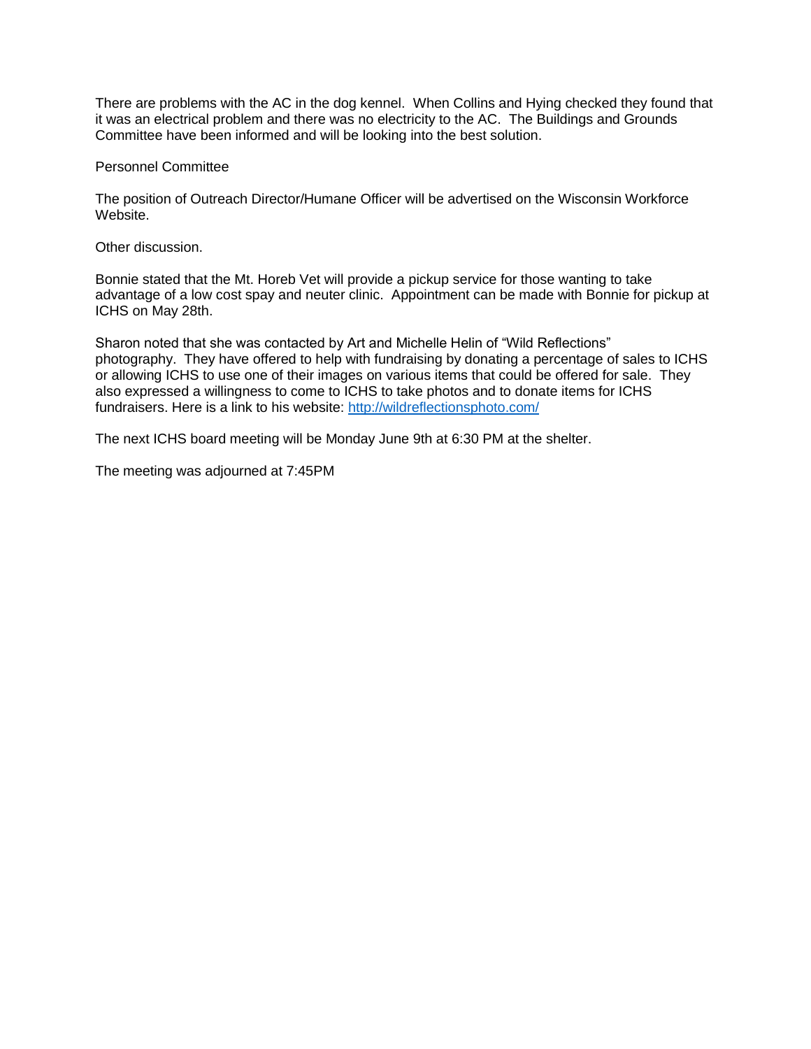There are problems with the AC in the dog kennel. When Collins and Hying checked they found that it was an electrical problem and there was no electricity to the AC. The Buildings and Grounds Committee have been informed and will be looking into the best solution.

Personnel Committee

The position of Outreach Director/Humane Officer will be advertised on the Wisconsin Workforce Website.

Other discussion.

Bonnie stated that the Mt. Horeb Vet will provide a pickup service for those wanting to take advantage of a low cost spay and neuter clinic. Appointment can be made with Bonnie for pickup at ICHS on May 28th.

Sharon noted that she was contacted by Art and Michelle Helin of "Wild Reflections" photography. They have offered to help with fundraising by donating a percentage of sales to ICHS or allowing ICHS to use one of their images on various items that could be offered for sale. They also expressed a willingness to come to ICHS to take photos and to donate items for ICHS fundraisers. Here is a link to his website: [http://wildreflectionsphoto.com/](http://wildreflectionsphoto.com/)

The next ICHS board meeting will be Monday June 9th at 6:30 PM at the shelter.

The meeting was adjourned at 7:45PM